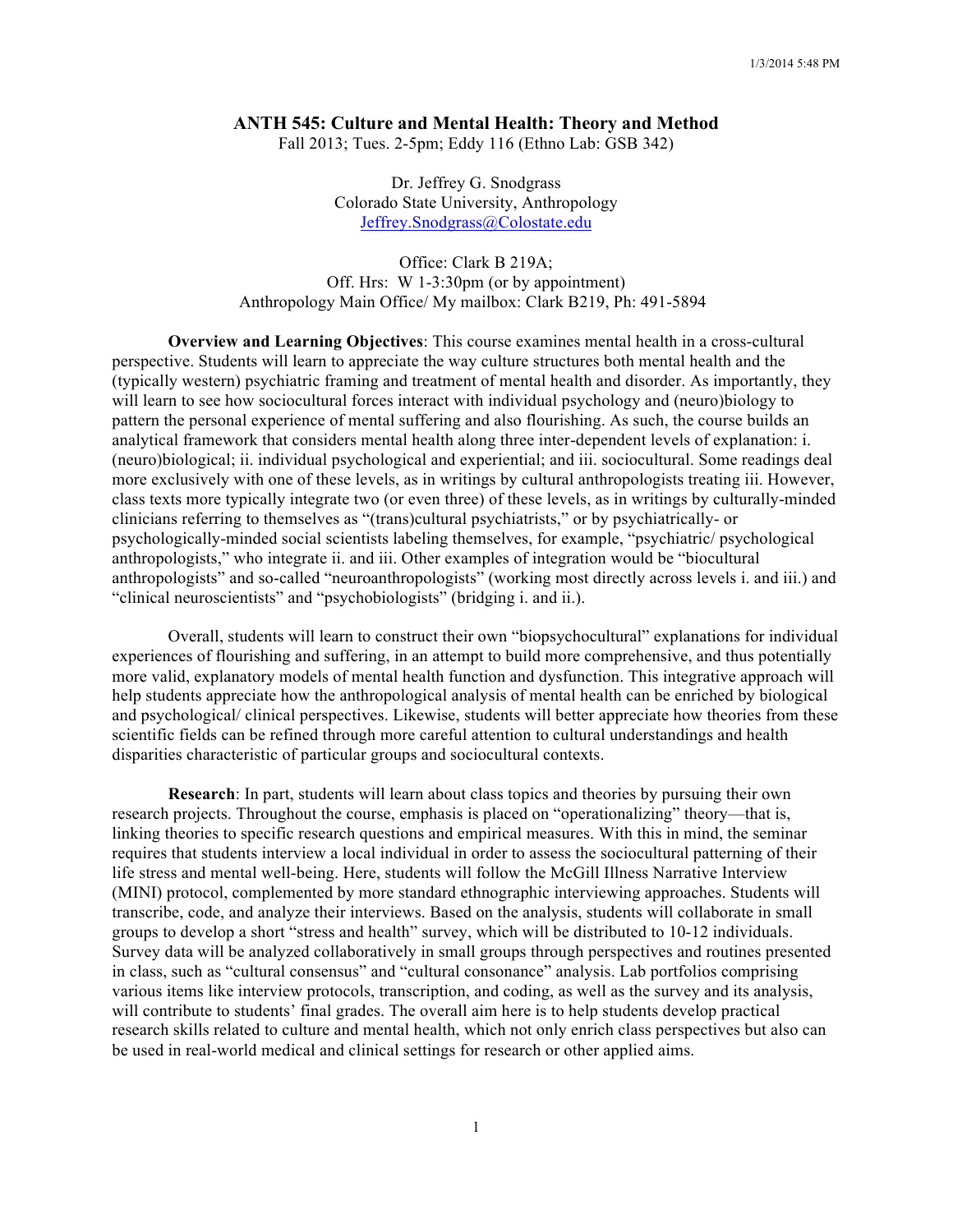# ANTH 545: Culture and Mental Health: Theory and Method

Fall 2013; Tues. 2-5pm; Eddy 116 (Ethno Lab: GSB 342)

Dr. Jeffrey G. Snodgrass
Colorado State University, Anthropology
Jeffrey.Snodgrass@Colostate.edu

Office: Clark B 219A;
Off. Hrs: W 1-3:30pm (or by appointment)
Anthropology Main Office/ My mailbox: Clark B219, Ph: 491-5894

**Overview and Learning Objectives**: This course examines mental health in a cross-cultural perspective. Students will learn to appreciate the way culture structures both mental health and the (typically western) psychiatric framing and treatment of mental health and disorder. As importantly, they will learn to see how sociocultural forces interact with individual psychology and (neuro)biology to pattern the personal experience of mental suffering and also flourishing. As such, the course builds an analytical framework that considers mental health along three inter-dependent levels of explanation: i. (neuro)biological; ii. individual psychological and experiential; and iii. sociocultural. Some readings deal more exclusively with one of these levels, as in writings by cultural anthropologists treating iii. However, class texts more typically integrate two (or even three) of these levels, as in writings by culturally-minded clinicians referring to themselves as "(trans)cultural psychiatrists," or by psychiatrically- or psychologically-minded social scientists labeling themselves, for example, "psychiatric/ psychological anthropologists," who integrate ii. and iii. Other examples of integration would be "biocultural anthropologists" and so-called "neuroanthropologists" (working most directly across levels i. and iii.) and "clinical neuroscientists" and "psychobiologists" (bridging i. and ii.).

Overall, students will learn to construct their own "biopsychocultural" explanations for individual experiences of flourishing and suffering, in an attempt to build more comprehensive, and thus potentially more valid, explanatory models of mental health function and dysfunction. This integrative approach will help students appreciate how the anthropological analysis of mental health can be enriched by biological and psychological/ clinical perspectives. Likewise, students will better appreciate how theories from these scientific fields can be refined through more careful attention to cultural understandings and health disparities characteristic of particular groups and sociocultural contexts.

**Research**: In part, students will learn about class topics and theories by pursuing their own research projects. Throughout the course, emphasis is placed on "operationalizing" theory—that is, linking theories to specific research questions and empirical measures. With this in mind, the seminar requires that students interview a local individual in order to assess the sociocultural patterning of their life stress and mental well-being. Here, students will follow the McGill Illness Narrative Interview (MINI) protocol, complemented by more standard ethnographic interviewing approaches. Students will transcribe, code, and analyze their interviews. Based on the analysis, students will collaborate in small groups to develop a short "stress and health" survey, which will be distributed to 10-12 individuals. Survey data will be analyzed collaboratively in small groups through perspectives and routines presented in class, such as "cultural consensus" and "cultural consonance" analysis. Lab portfolios comprising various items like interview protocols, transcription, and coding, as well as the survey and its analysis, will contribute to students' final grades. The overall aim here is to help students develop practical research skills related to culture and mental health, which not only enrich class perspectives but also can be used in real-world medical and clinical settings for research or other applied aims.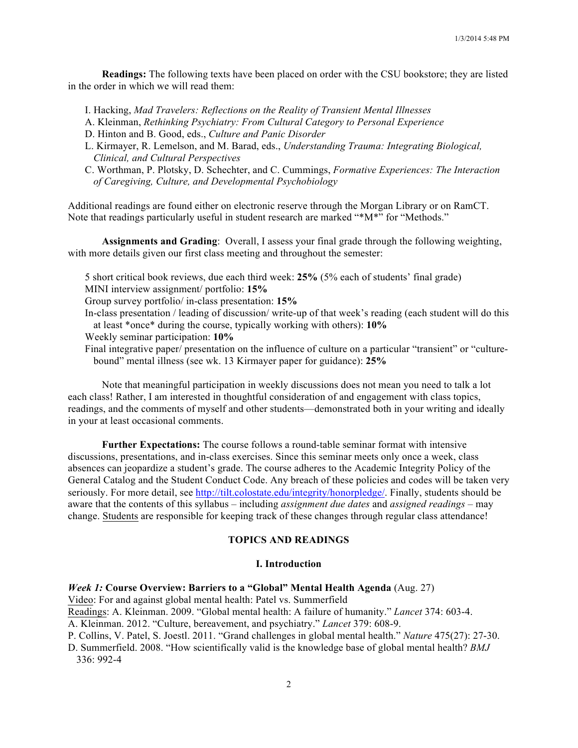**Readings:** The following texts have been placed on order with the CSU bookstore; they are listed in the order in which we will read them:

- I. Hacking, *Mad Travelers: Reflections on the Reality of Transient Mental Illnesses*
- A. Kleinman, *Rethinking Psychiatry: From Cultural Category to Personal Experience*
- D. Hinton and B. Good, eds., *Culture and Panic Disorder*
- L. Kirmayer, R. Lemelson, and M. Barad, eds., *Understanding Trauma: Integrating Biological, Clinical, and Cultural Perspectives*
- C. Worthman, P. Plotsky, D. Schechter, and C. Cummings, *Formative Experiences: The Interaction of Caregiving, Culture, and Developmental Psychobiology*

Additional readings are found either on electronic reserve through the Morgan Library or on RamCT. Note that readings particularly useful in student research are marked "*M*" for "Methods."

**Assignments and Grading**: Overall, I assess your final grade through the following weighting, with more details given our first class meeting and throughout the semester:

- 5 short critical book reviews, due each third week: **25%** (5% each of students' final grade)
- MINI interview assignment/ portfolio: **15%**
- Group survey portfolio/ in-class presentation: **15%**
- In-class presentation / leading of discussion/ write-up of that week's reading (each student will do this at least *once* during the course, typically working with others): **10%**
- Weekly seminar participation: **10%**
- Final integrative paper/ presentation on the influence of culture on a particular "transient" or "culture-bound" mental illness (see wk. 13 Kirmayer paper for guidance): **25%**

Note that meaningful participation in weekly discussions does not mean you need to talk a lot each class! Rather, I am interested in thoughtful consideration of and engagement with class topics, readings, and the comments of myself and other students—demonstrated both in your writing and ideally in your at least occasional comments.

**Further Expectations:** The course follows a round-table seminar format with intensive discussions, presentations, and in-class exercises. Since this seminar meets only once a week, class absences can jeopardize a student's grade. The course adheres to the Academic Integrity Policy of the General Catalog and the Student Conduct Code. Any breach of these policies and codes will be taken very seriously. For more detail, see http://tilt.colostate.edu/integrity/honorpledge/. Finally, students should be aware that the contents of this syllabus – including *assignment due dates* and *assigned readings* – may change. Students are responsible for keeping track of these changes through regular class attendance!

## TOPICS AND READINGS

### I. Introduction

***Week 1:* Course Overview: Barriers to a "Global" Mental Health Agenda** (Aug. 27)

Video: For and against global mental health: Patel vs. Summerfield

Readings: A. Kleinman. 2009. "Global mental health: A failure of humanity." *Lancet* 374: 603-4.

A. Kleinman. 2012. "Culture, bereavement, and psychiatry." *Lancet* 379: 608-9.

P. Collins, V. Patel, S. Joestl. 2011. "Grand challenges in global mental health." *Nature* 475(27): 27-30.

D. Summerfield. 2008. "How scientifically valid is the knowledge base of global mental health? *BMJ* 336: 992-4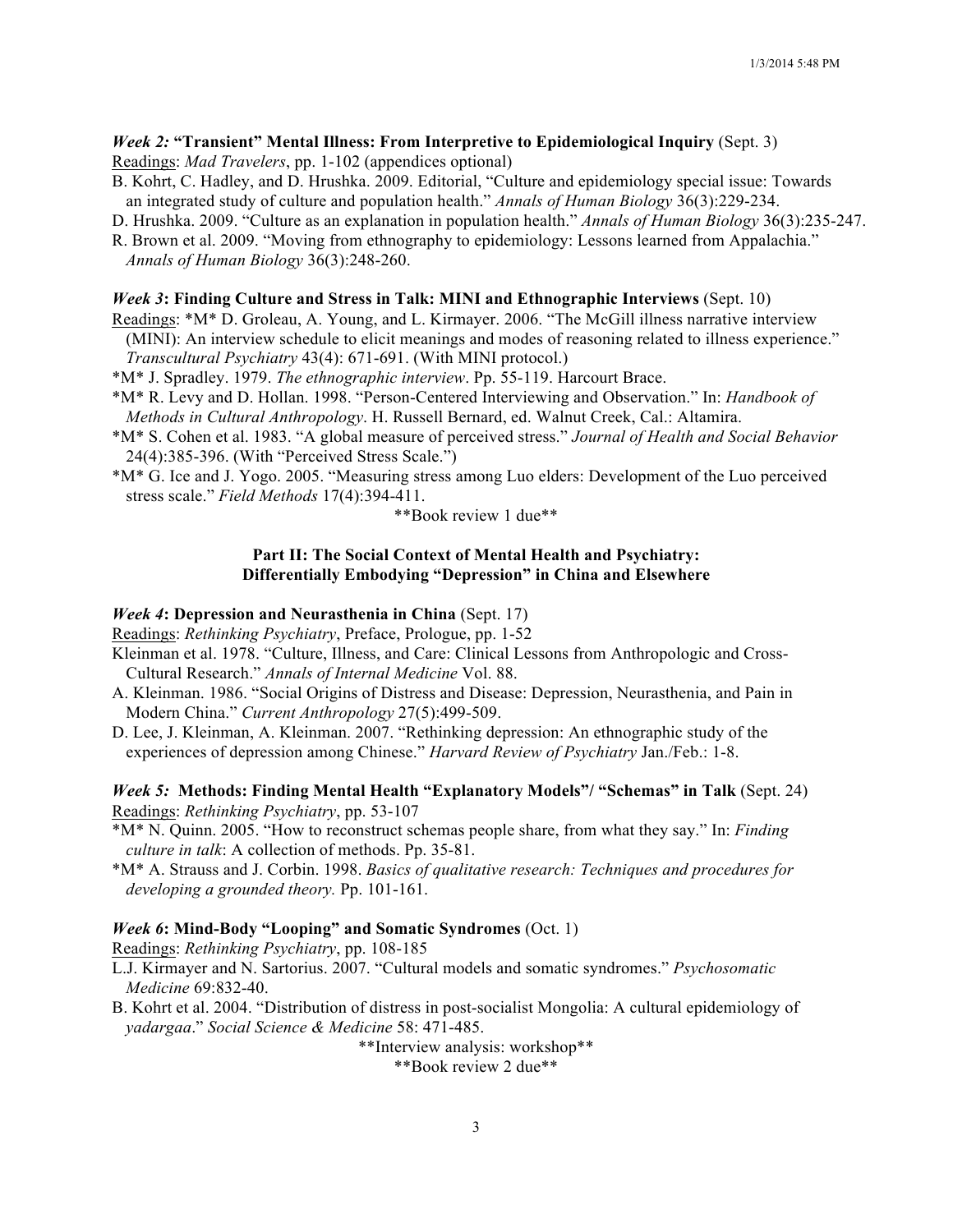***Week 2:* "Transient" Mental Illness: From Interpretive to Epidemiological Inquiry** (Sept. 3)

Readings: *Mad Travelers*, pp. 1-102 (appendices optional)

B. Kohrt, C. Hadley, and D. Hrushka. 2009. Editorial, "Culture and epidemiology special issue: Towards an integrated study of culture and population health." *Annals of Human Biology* 36(3):229-234.

D. Hrushka. 2009. "Culture as an explanation in population health." *Annals of Human Biology* 36(3):235-247.

R. Brown et al. 2009. "Moving from ethnography to epidemiology: Lessons learned from Appalachia." *Annals of Human Biology* 36(3):248-260.

***Week 3*: Finding Culture and Stress in Talk: MINI and Ethnographic Interviews** (Sept. 10)

Readings: \*M\* D. Groleau, A. Young, and L. Kirmayer. 2006. "The McGill illness narrative interview (MINI): An interview schedule to elicit meanings and modes of reasoning related to illness experience." *Transcultural Psychiatry* 43(4): 671-691. (With MINI protocol.)

\*M\* J. Spradley. 1979. *The ethnographic interview*. Pp. 55-119. Harcourt Brace.

\*M\* R. Levy and D. Hollan. 1998. "Person-Centered Interviewing and Observation." In: *Handbook of Methods in Cultural Anthropology*. H. Russell Bernard, ed. Walnut Creek, Cal.: Altamira.

\*M\* S. Cohen et al. 1983. "A global measure of perceived stress." *Journal of Health and Social Behavior* 24(4):385-396. (With "Perceived Stress Scale.")

\*M\* G. Ice and J. Yogo. 2005. "Measuring stress among Luo elders: Development of the Luo perceived stress scale." *Field Methods* 17(4):394-411.

\*\*Book review 1 due\*\*

## Part II: The Social Context of Mental Health and Psychiatry: Differentially Embodying "Depression" in China and Elsewhere

***Week 4*: Depression and Neurasthenia in China** (Sept. 17)

Readings: *Rethinking Psychiatry*, Preface, Prologue, pp. 1-52

Kleinman et al. 1978. "Culture, Illness, and Care: Clinical Lessons from Anthropologic and Cross-Cultural Research." *Annals of Internal Medicine* Vol. 88.

A. Kleinman. 1986. "Social Origins of Distress and Disease: Depression, Neurasthenia, and Pain in Modern China." *Current Anthropology* 27(5):499-509.

D. Lee, J. Kleinman, A. Kleinman. 2007. "Rethinking depression: An ethnographic study of the experiences of depression among Chinese." *Harvard Review of Psychiatry* Jan./Feb.: 1-8.

***Week 5:* Methods: Finding Mental Health "Explanatory Models"/ "Schemas" in Talk** (Sept. 24)

Readings: *Rethinking Psychiatry*, pp. 53-107

\*M\* N. Quinn. 2005. "How to reconstruct schemas people share, from what they say." In: *Finding culture in talk*: A collection of methods. Pp. 35-81.

\*M\* A. Strauss and J. Corbin. 1998. *Basics of qualitative research: Techniques and procedures for developing a grounded theory.* Pp. 101-161.

***Week 6*: Mind-Body "Looping" and Somatic Syndromes** (Oct. 1)

Readings: *Rethinking Psychiatry*, pp. 108-185

L.J. Kirmayer and N. Sartorius. 2007. "Cultural models and somatic syndromes." *Psychosomatic Medicine* 69:832-40.

B. Kohrt et al. 2004. "Distribution of distress in post-socialist Mongolia: A cultural epidemiology of *yadargaa*." *Social Science & Medicine* 58: 471-485.

\*\*Interview analysis: workshop\*\*

\*\*Book review 2 due\*\*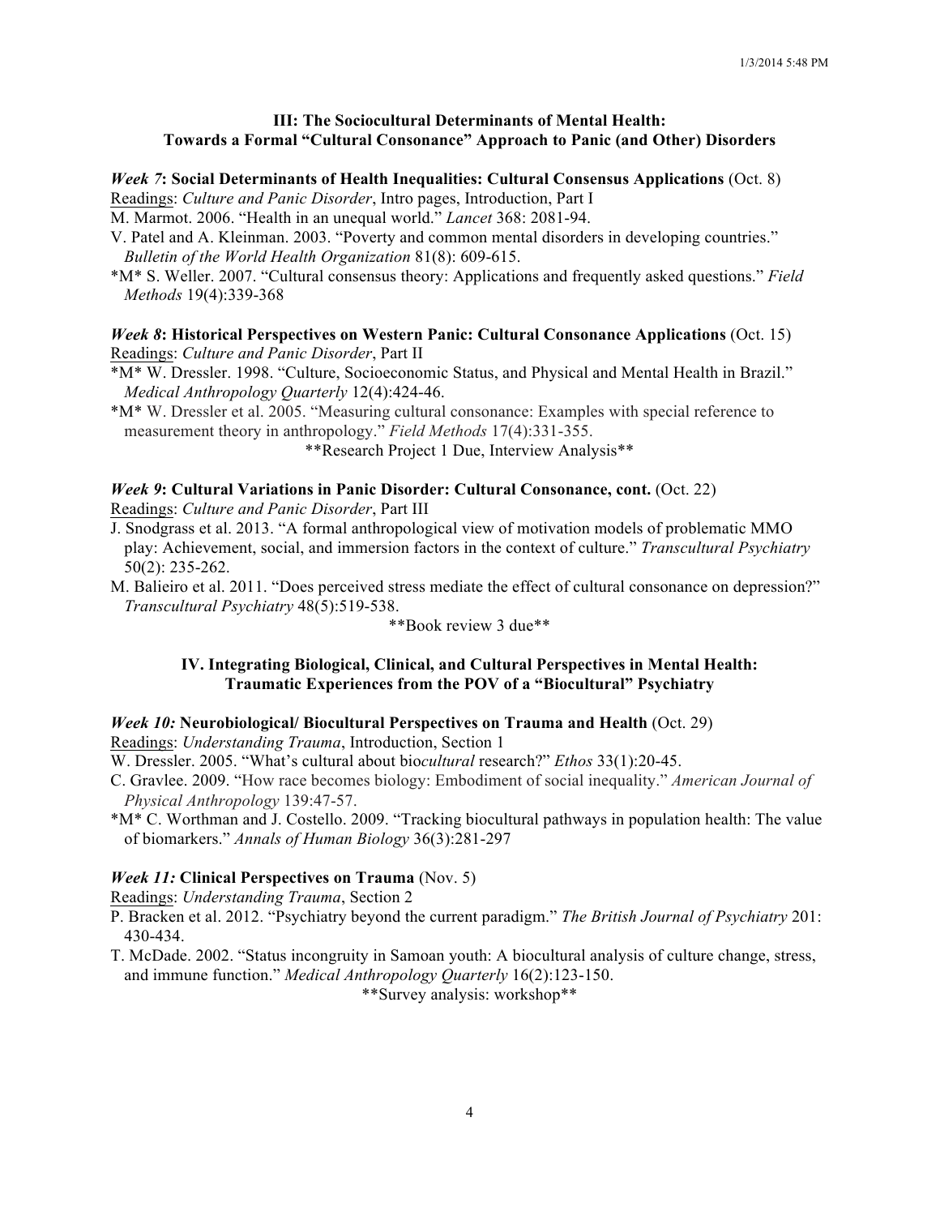## III: The Sociocultural Determinants of Mental Health: Towards a Formal "Cultural Consonance" Approach to Panic (and Other) Disorders

***Week 7*: Social Determinants of Health Inequalities: Cultural Consensus Applications** (Oct. 8)

Readings: *Culture and Panic Disorder*, Intro pages, Introduction, Part I

M. Marmot. 2006. "Health in an unequal world." *Lancet* 368: 2081-94.

V. Patel and A. Kleinman. 2003. "Poverty and common mental disorders in developing countries." *Bulletin of the World Health Organization* 81(8): 609-615.

*M* S. Weller. 2007. "Cultural consensus theory: Applications and frequently asked questions." *Field Methods* 19(4):339-368

***Week 8*: Historical Perspectives on Western Panic: Cultural Consonance Applications** (Oct. 15)

Readings: *Culture and Panic Disorder*, Part II

*M* W. Dressler. 1998. "Culture, Socioeconomic Status, and Physical and Mental Health in Brazil." *Medical Anthropology Quarterly* 12(4):424-46.

*M* W. Dressler et al. 2005. "Measuring cultural consonance: Examples with special reference to measurement theory in anthropology." *Field Methods* 17(4):331-355.

**Research Project 1 Due, Interview Analysis**

***Week 9*: Cultural Variations in Panic Disorder: Cultural Consonance, cont.** (Oct. 22)

Readings: *Culture and Panic Disorder*, Part III

J. Snodgrass et al. 2013. "A formal anthropological view of motivation models of problematic MMO play: Achievement, social, and immersion factors in the context of culture." *Transcultural Psychiatry* 50(2): 235-262.

M. Balieiro et al. 2011. "Does perceived stress mediate the effect of cultural consonance on depression?" *Transcultural Psychiatry* 48(5):519-538.

**Book review 3 due**

## IV. Integrating Biological, Clinical, and Cultural Perspectives in Mental Health: Traumatic Experiences from the POV of a "Biocultural" Psychiatry

***Week 10:* Neurobiological/ Biocultural Perspectives on Trauma and Health** (Oct. 29)

Readings: *Understanding Trauma*, Introduction, Section 1

W. Dressler. 2005. "What's cultural about bio*cultural* research?" *Ethos* 33(1):20-45.

C. Gravlee. 2009. "How race becomes biology: Embodiment of social inequality." *American Journal of Physical Anthropology* 139:47-57.

*M* C. Worthman and J. Costello. 2009. "Tracking biocultural pathways in population health: The value of biomarkers." *Annals of Human Biology* 36(3):281-297

***Week 11:* Clinical Perspectives on Trauma** (Nov. 5)

Readings: *Understanding Trauma*, Section 2

P. Bracken et al. 2012. "Psychiatry beyond the current paradigm." *The British Journal of Psychiatry* 201: 430-434.

T. McDade. 2002. "Status incongruity in Samoan youth: A biocultural analysis of culture change, stress, and immune function." *Medical Anthropology Quarterly* 16(2):123-150.

**Survey analysis: workshop**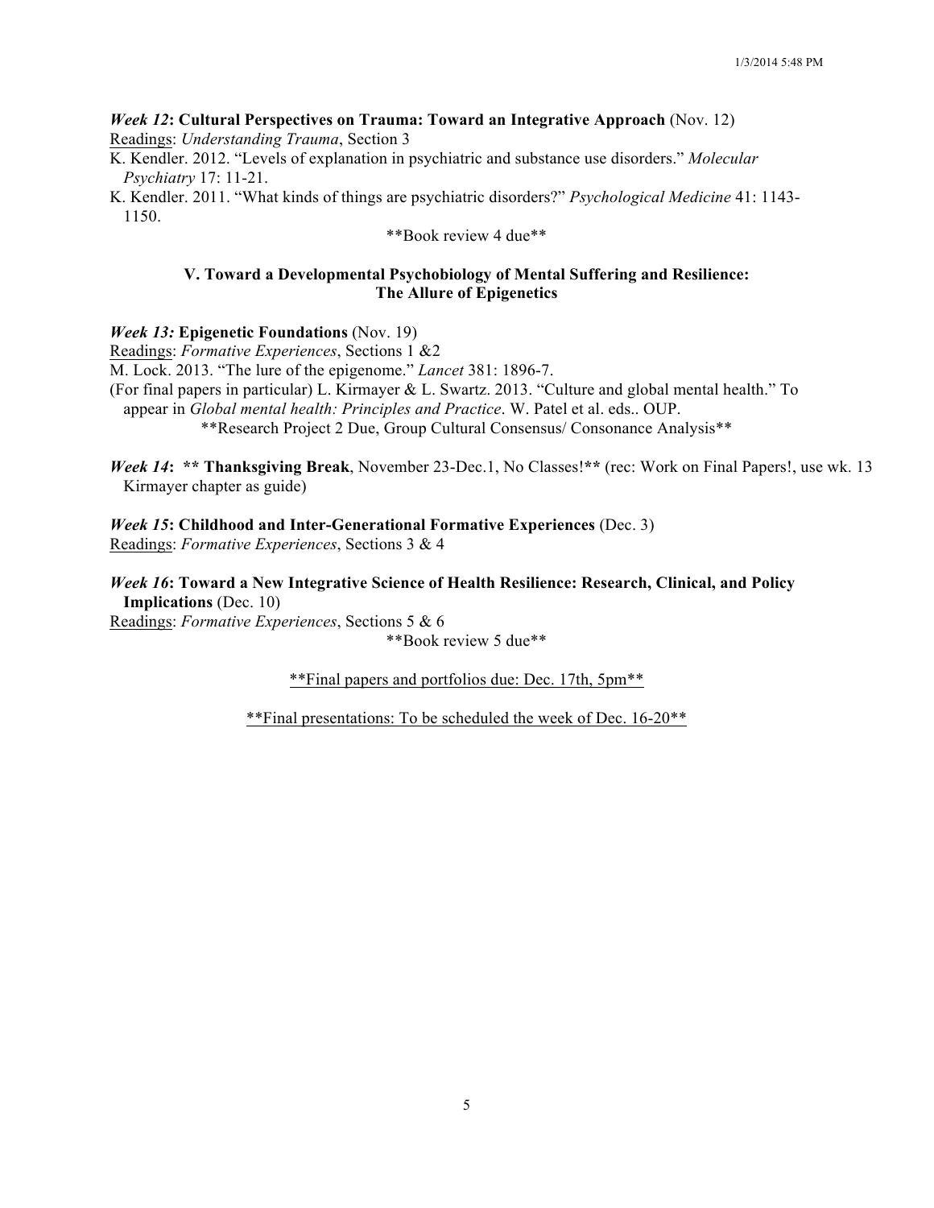*Week 12*: **Cultural Perspectives on Trauma: Toward an Integrative Approach** (Nov. 12)

Readings: *Understanding Trauma*, Section 3

K. Kendler. 2012. "Levels of explanation in psychiatric and substance use disorders." *Molecular Psychiatry* 17: 11-21.

K. Kendler. 2011. "What kinds of things are psychiatric disorders?" *Psychological Medicine* 41: 1143-1150.

**Book review 4 due**

### V. Toward a Developmental Psychobiology of Mental Suffering and Resilience: The Allure of Epigenetics

*Week 13:* **Epigenetic Foundations** (Nov. 19)

Readings: *Formative Experiences*, Sections 1 &2

M. Lock. 2013. "The lure of the epigenome." *Lancet* 381: 1896-7.

(For final papers in particular) L. Kirmayer & L. Swartz. 2013. "Culture and global mental health." To appear in *Global mental health: Principles and Practice*. W. Patel et al. eds.. OUP.

**Research Project 2 Due, Group Cultural Consensus/ Consonance Analysis**

*Week 14*: ** **Thanksgiving Break**, November 23-Dec.1, No Classes!** (rec: Work on Final Papers!, use wk. 13 Kirmayer chapter as guide)

*Week 15*: **Childhood and Inter-Generational Formative Experiences** (Dec. 3)

Readings: *Formative Experiences*, Sections 3 & 4

*Week 16*: **Toward a New Integrative Science of Health Resilience: Research, Clinical, and Policy Implications** (Dec. 10)

Readings: *Formative Experiences*, Sections 5 & 6

**Book review 5 due**

**Final papers and portfolios due: Dec. 17th, 5pm**

**Final presentations: To be scheduled the week of Dec. 16-20**